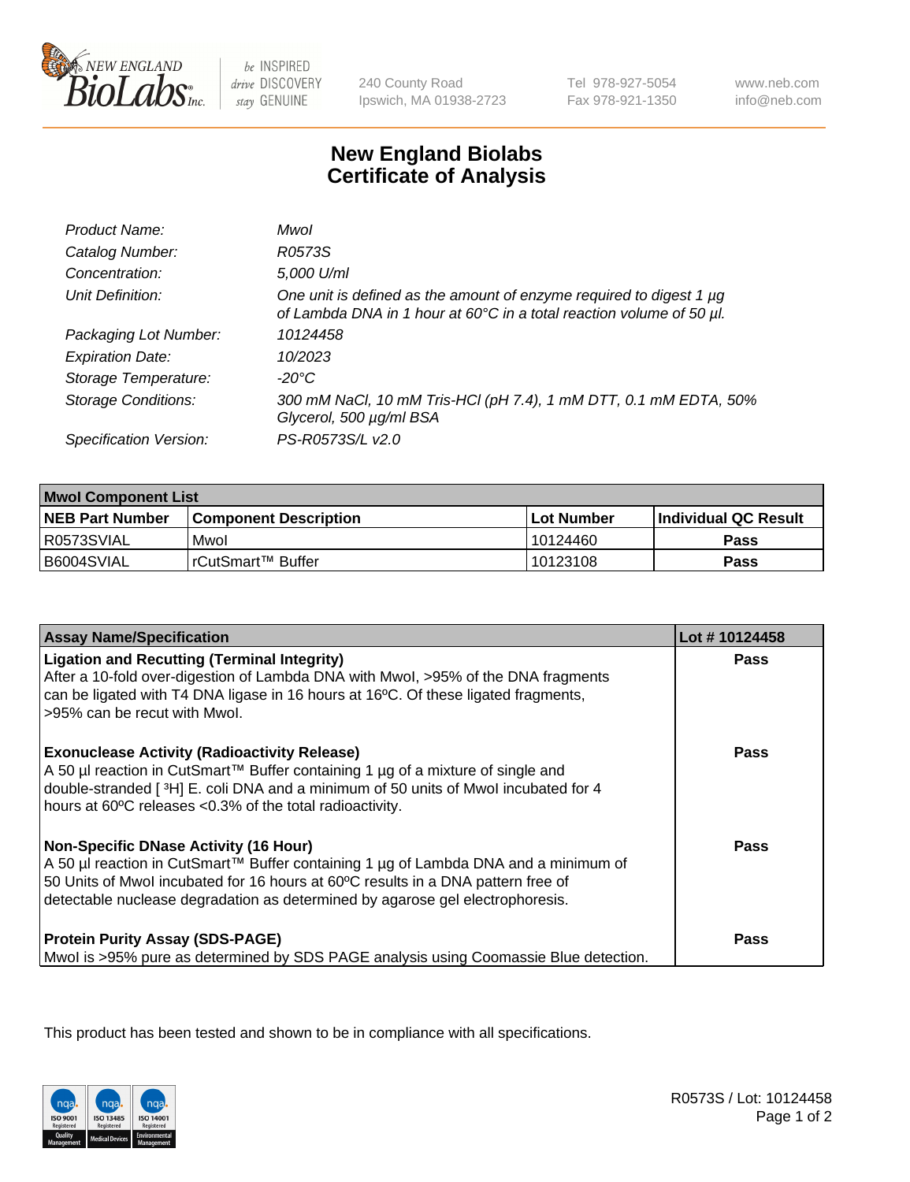240 County Road
Ipswich, MA 01938-2723

Tel 978-927-5054
Fax 978-921-1350

www.neb.com
info@neb.com

# New England Biolabs
# Certificate of Analysis

| | |
|---|---|
| *Product Name:* | *MwoI* |
| *Catalog Number:* | *R0573S* |
| *Concentration:* | *5,000 U/ml* |
| *Unit Definition:* | *One unit is defined as the amount of enzyme required to digest 1 µg of Lambda DNA in 1 hour at 60°C in a total reaction volume of 50 µl.* |
| *Packaging Lot Number:* | *10124458* |
| *Expiration Date:* | *10/2023* |
| *Storage Temperature:* | *-20°C* |
| *Storage Conditions:* | *300 mM NaCl, 10 mM Tris-HCl (pH 7.4), 1 mM DTT, 0.1 mM EDTA, 50% Glycerol, 500 µg/ml BSA* |
| *Specification Version:* | *PS-R0573S/L v2.0* |

| MwoI Component List | | | |
|---|---|---|---|
| **NEB Part Number** | **Component Description** | **Lot Number** | **Individual QC Result** |
| R0573SVIAL | MwoI | 10124460 | **Pass** |
| B6004SVIAL | rCutSmart™ Buffer | 10123108 | **Pass** |

| Assay Name/Specification | Lot # 10124458 |
|---|---|
| **Ligation and Recutting (Terminal Integrity)**<br>After a 10-fold over-digestion of Lambda DNA with MwoI, >95% of the DNA fragments can be ligated with T4 DNA ligase in 16 hours at 16ºC. Of these ligated fragments, >95% can be recut with MwoI. | **Pass** |
| **Exonuclease Activity (Radioactivity Release)**<br>A 50 µl reaction in CutSmart™ Buffer containing 1 µg of a mixture of single and double-stranded [ $^3$H] E. coli DNA and a minimum of 50 units of MwoI incubated for 4 hours at 60ºC releases <0.3% of the total radioactivity. | **Pass** |
| **Non-Specific DNase Activity (16 Hour)**<br>A 50 µl reaction in CutSmart™ Buffer containing 1 µg of Lambda DNA and a minimum of 50 Units of MwoI incubated for 16 hours at 60ºC results in a DNA pattern free of detectable nuclease degradation as determined by agarose gel electrophoresis. | **Pass** |
| **Protein Purity Assay (SDS-PAGE)**<br>MwoI is >95% pure as determined by SDS PAGE analysis using Coomassie Blue detection. | **Pass** |

This product has been tested and shown to be in compliance with all specifications.

R0573S / Lot: 10124458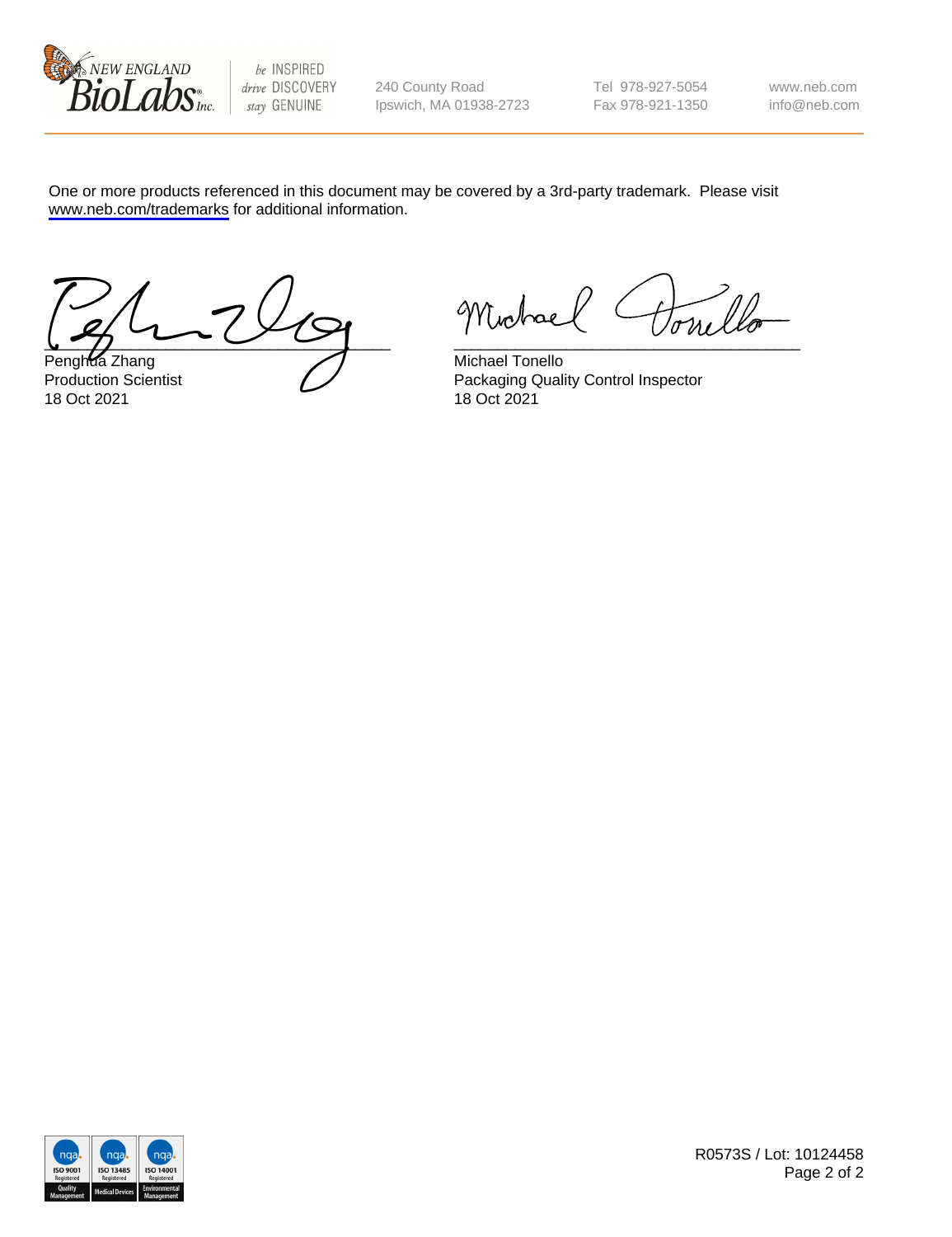One or more products referenced in this document may be covered by a 3rd-party trademark. Please visit www.neb.com/trademarks for additional information.

Penghua Zhang
Production Scientist
18 Oct 2021

Michael Tonello
Packaging Quality Control Inspector
18 Oct 2021

R0573S / Lot: 10124458